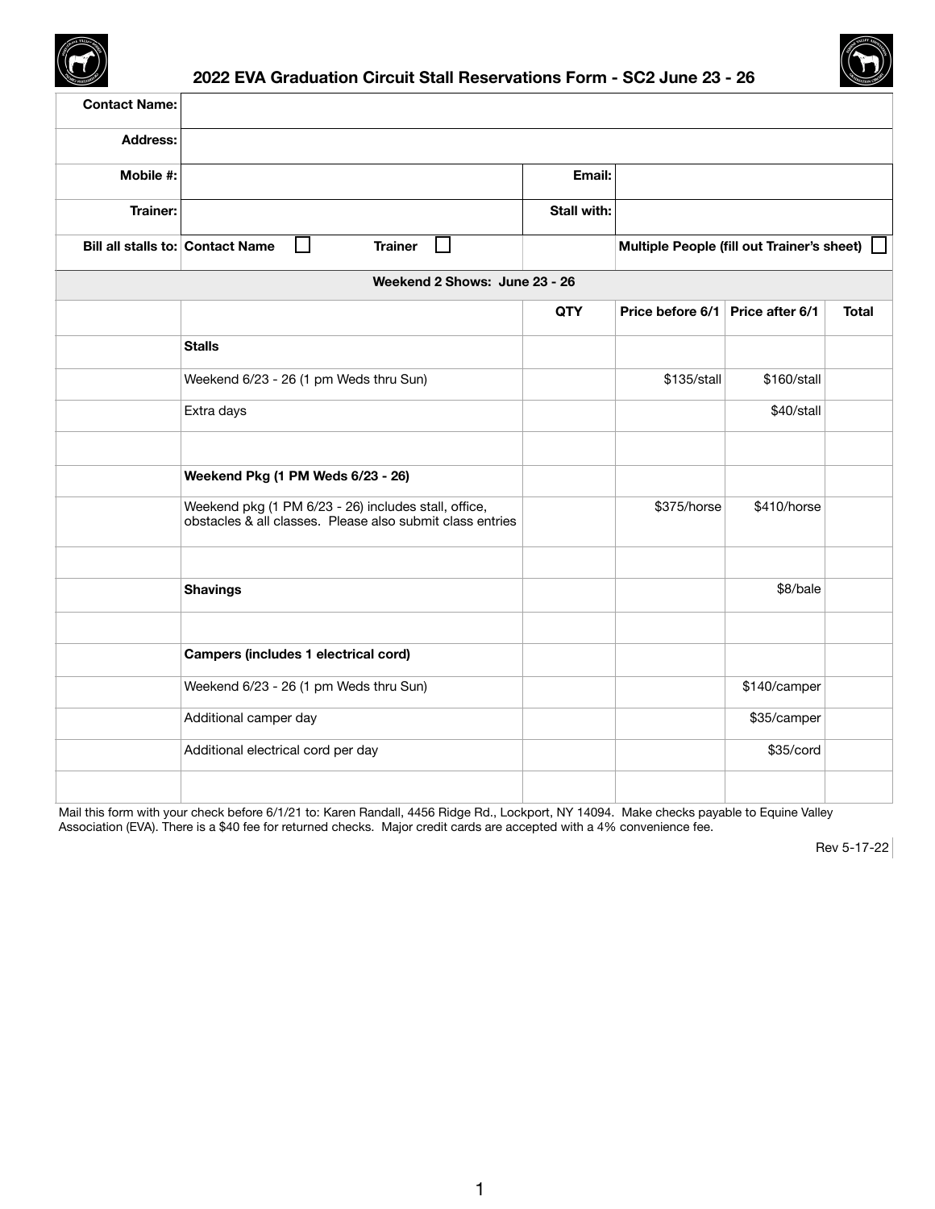# 2022 EVA Graduation Circuit Stall Reservations Form - SC2 June 23 - 26

| | | | |
|---|---|---|---|
| **Contact Name:** | | | |
| **Address:** | | | |
| **Mobile #:** | | **Email:** | |
| **Trainer:** | | **Stall with:** | |
| **Bill all stalls to:** | **Contact Name** ☐ **Trainer** ☐ | | **Multiple People (fill out Trainer's sheet)** ☐ |

**Weekend 2 Shows: June 23 - 26**

| | | QTY | Price before 6/1 | Price after 6/1 | Total |
|---|---|---|---|---|---|
| | **Stalls** | | | | |
| | Weekend 6/23 - 26 (1 pm Weds thru Sun) | | $135/stall | $160/stall | |
| | Extra days | | | $40/stall | |
| | | | | | |
| | **Weekend Pkg (1 PM Weds 6/23 - 26)** | | | | |
| | Weekend pkg (1 PM 6/23 - 26) includes stall, office, obstacles & all classes. Please also submit class entries | | $375/horse | $410/horse | |
| | | | | | |
| | **Shavings** | | | $8/bale | |
| | | | | | |
| | **Campers (includes 1 electrical cord)** | | | | |
| | Weekend 6/23 - 26 (1 pm Weds thru Sun) | | | $140/camper | |
| | Additional camper day | | | $35/camper | |
| | Additional electrical cord per day | | | $35/cord | |
| | | | | | |

Mail this form with your check before 6/1/21 to: Karen Randall, 4456 Ridge Rd., Lockport, NY 14094. Make checks payable to Equine Valley Association (EVA). There is a $40 fee for returned checks. Major credit cards are accepted with a 4% convenience fee.

Rev 5-17-22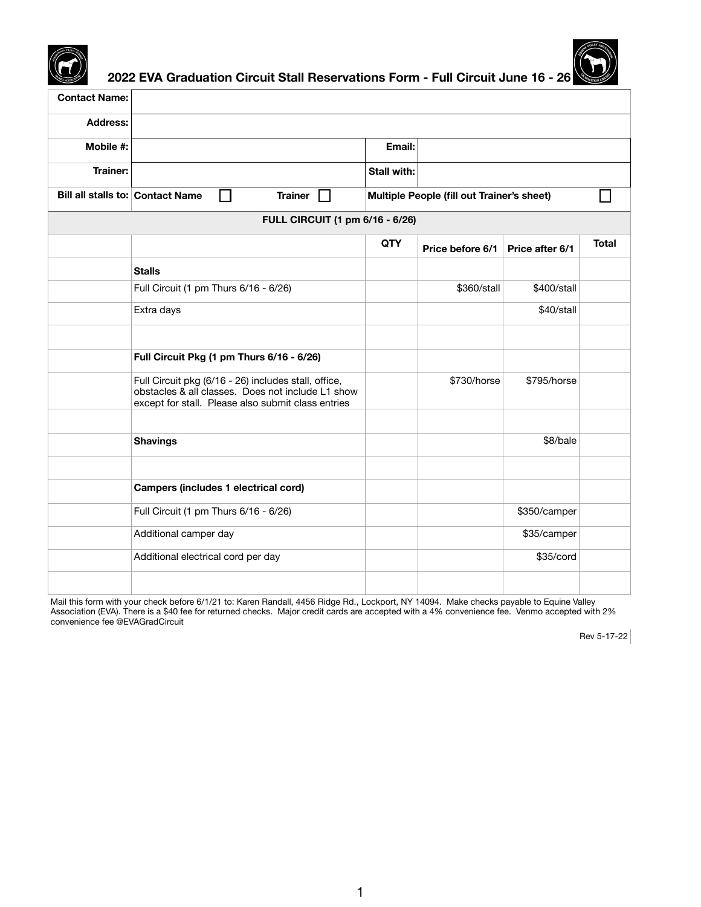# 2022 EVA Graduation Circuit Stall Reservations Form - Full Circuit June 16 - 26

| | | | |
|---|---|---|---|
| **Contact Name:** | | | |
| **Address:** | | | |
| **Mobile #:** | | **Email:** | |
| **Trainer:** | | **Stall with:** | |
| **Bill all stalls to:** | **Contact Name** ☐ **Trainer** ☐ | **Multiple People (fill out Trainer's sheet)** ☐ | |

| | **FULL CIRCUIT (1 pm 6/16 - 6/26)** | | | | |
|---|---|---|---|---|---|
| | | **QTY** | **Price before 6/1** | **Price after 6/1** | **Total** |
| | **Stalls** | | | | |
| | Full Circuit (1 pm Thurs 6/16 - 6/26) | | $360/stall | $400/stall | |
| | Extra days | | | $40/stall | |
| | | | | | |
| | **Full Circuit Pkg (1 pm Thurs 6/16 - 6/26)** | | | | |
| | Full Circuit pkg (6/16 - 26) includes stall, office, obstacles & all classes. Does not include L1 show except for stall. Please also submit class entries | | $730/horse | $795/horse | |
| | | | | | |
| | **Shavings** | | | $8/bale | |
| | | | | | |
| | **Campers (includes 1 electrical cord)** | | | | |
| | Full Circuit (1 pm Thurs 6/16 - 6/26) | | | $350/camper | |
| | Additional camper day | | | $35/camper | |
| | Additional electrical cord per day | | | $35/cord | |
| | | | | | |

Mail this form with your check before 6/1/21 to: Karen Randall, 4456 Ridge Rd., Lockport, NY 14094. Make checks payable to Equine Valley Association (EVA). There is a $40 fee for returned checks. Major credit cards are accepted with a 4% convenience fee. Venmo accepted with 2% convenience fee @EVAGradCircuit

Rev 5-17-22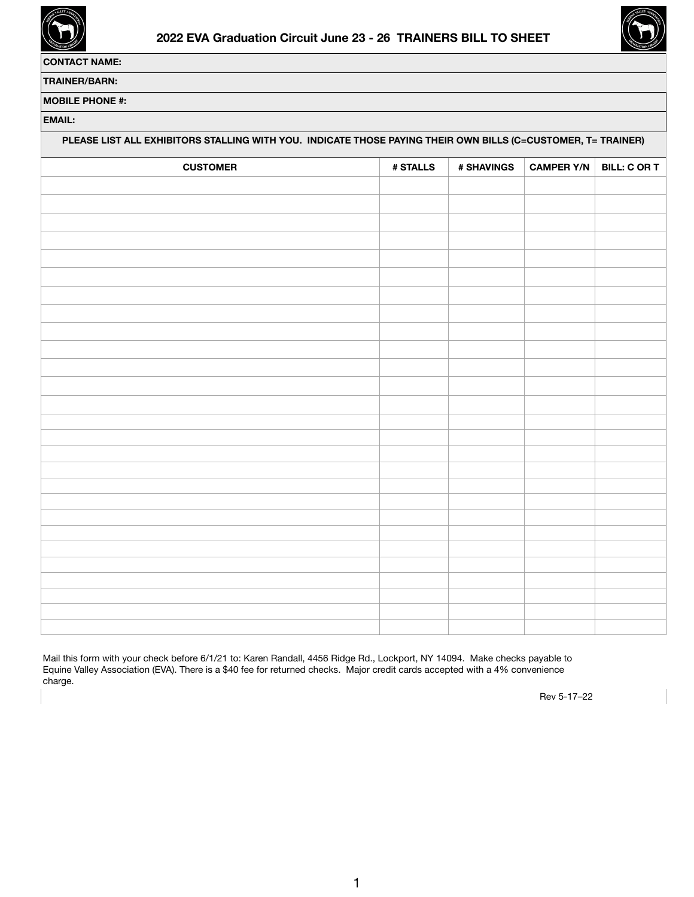## 2022 EVA Graduation Circuit June 23 - 26 TRAINERS BILL TO SHEET

**CONTACT NAME:**

**TRAINER/BARN:**

**MOBILE PHONE #:**

**EMAIL:**

**PLEASE LIST ALL EXHIBITORS STALLING WITH YOU. INDICATE THOSE PAYING THEIR OWN BILLS (C=CUSTOMER, T= TRAINER)**

| CUSTOMER | # STALLS | # SHAVINGS | CAMPER Y/N | BILL: C OR T |
|---|---|---|---|---|
| | | | | |
| | | | | |
| | | | | |
| | | | | |
| | | | | |
| | | | | |
| | | | | |
| | | | | |
| | | | | |
| | | | | |
| | | | | |
| | | | | |
| | | | | |
| | | | | |
| | | | | |
| | | | | |
| | | | | |
| | | | | |
| | | | | |
| | | | | |
| | | | | |
| | | | | |
| | | | | |
| | | | | |
| | | | | |
| | | | | |

Mail this form with your check before 6/1/21 to: Karen Randall, 4456 Ridge Rd., Lockport, NY 14094. Make checks payable to Equine Valley Association (EVA). There is a $40 fee for returned checks. Major credit cards accepted with a 4% convenience charge.

Rev 5-17–22